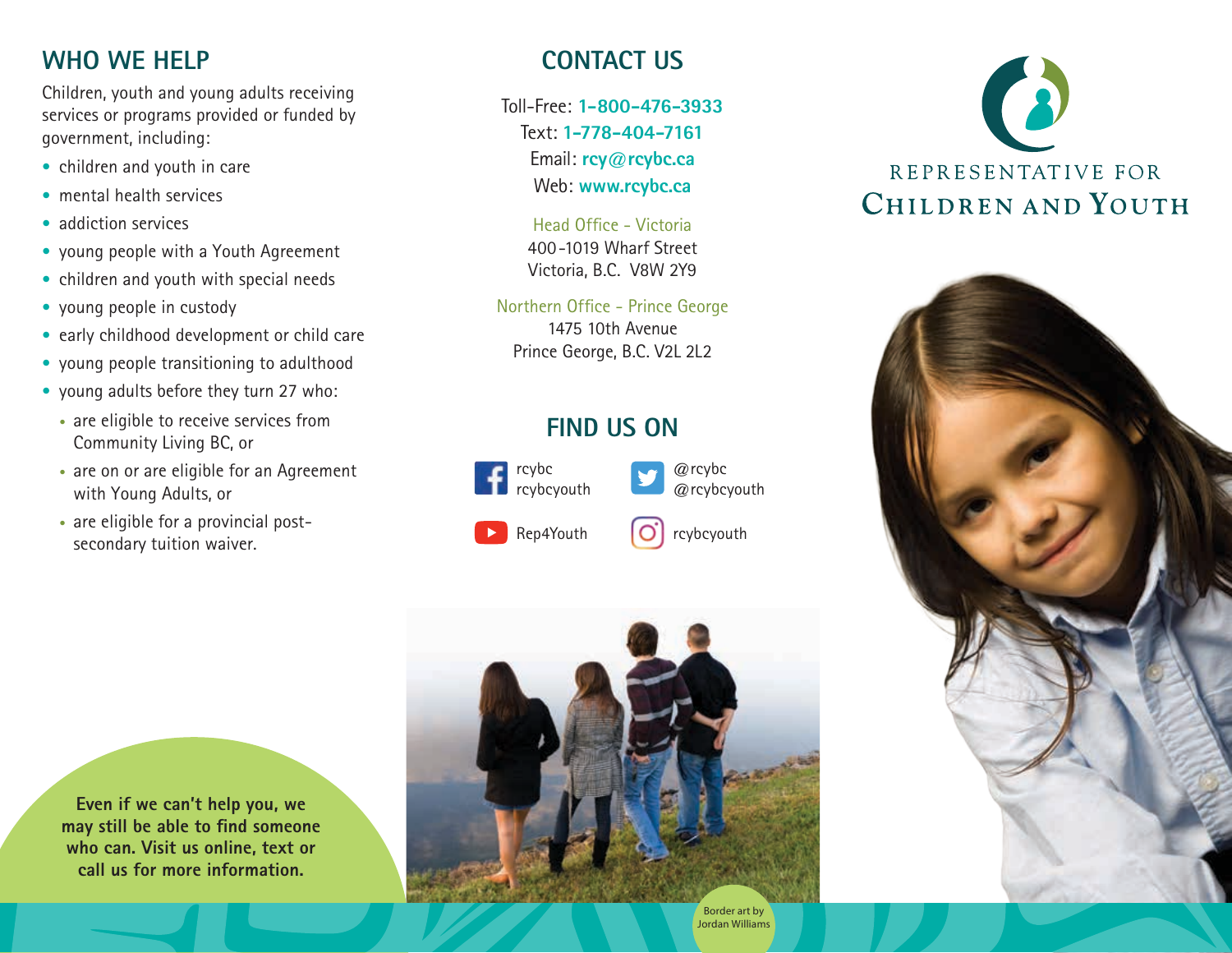## WHO WE HELP

Children, youth and young adults receiving services or programs provided or funded by government, including:

- children and youth in care
- mental health services
- addiction services
- young people with a Youth Agreement
- children and youth with special needs
- young people in custody
- early childhood development or child care
- young people transitioning to adulthood
- young adults before they turn 27 who:
  - are eligible to receive services from Community Living BC, or
  - are on or are eligible for an Agreement with Young Adults, or
  - are eligible for a provincial post-secondary tuition waiver.

**Even if we can't help you, we may still be able to find someone who can. Visit us online, text or call us for more information.**

## CONTACT US

Toll-Free: **1-800-476-3933**
Text: **1-778-404-7161**
Email: **rcy@rcybc.ca**
Web: **www.rcybc.ca**

Head Office - Victoria
400-1019 Wharf Street
Victoria, B.C. V8W 2Y9

Northern Office - Prince George
1475 10th Avenue
Prince George, B.C. V2L 2L2

## FIND US ON

- Facebook: rcybc, rcybcyouth
- Twitter: @rcybc, @rcybcyouth
- YouTube: Rep4Youth
- Instagram: rcybcyouth

Border art by Jordan Williams

REPRESENTATIVE FOR CHILDREN AND YOUTH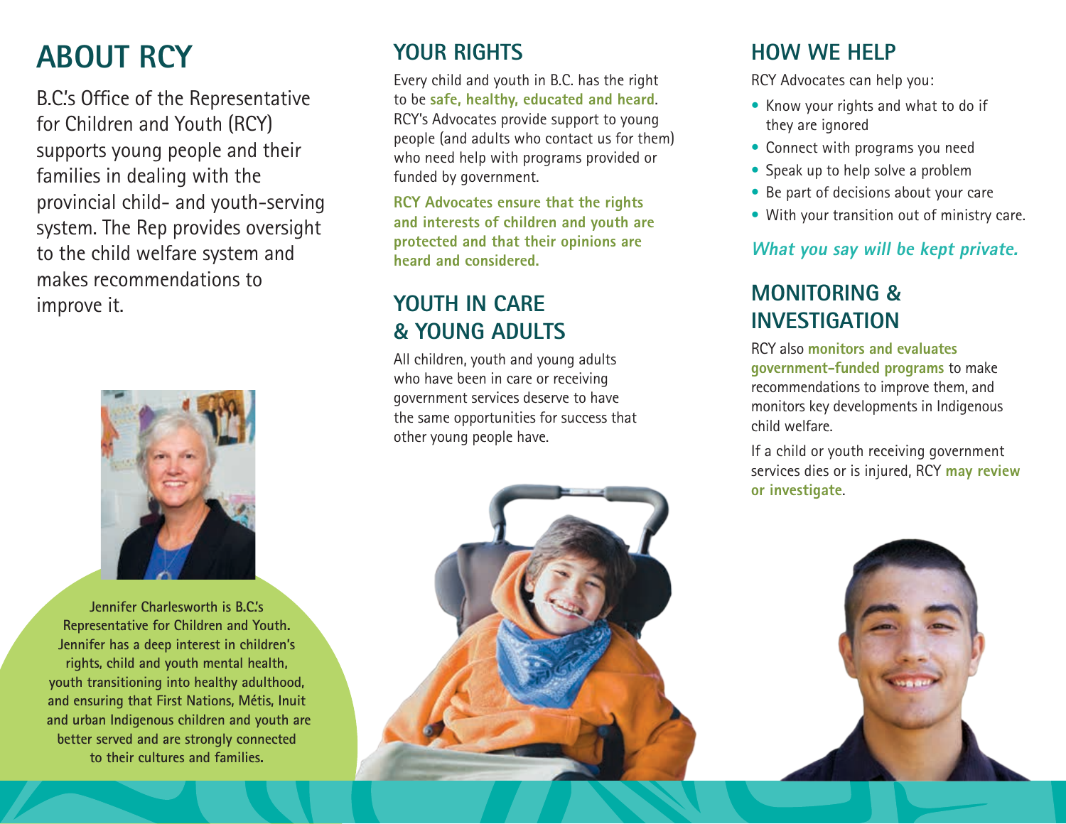# ABOUT RCY

B.C.'s Office of the Representative for Children and Youth (RCY) supports young people and their families in dealing with the provincial child- and youth-serving system. The Rep provides oversight to the child welfare system and makes recommendations to improve it.

**Jennifer Charlesworth is B.C.'s Representative for Children and Youth. Jennifer has a deep interest in children's rights, child and youth mental health, youth transitioning into healthy adulthood, and ensuring that First Nations, Métis, Inuit and urban Indigenous children and youth are better served and are strongly connected to their cultures and families.**

## YOUR RIGHTS

Every child and youth in B.C. has the right to be **safe, healthy, educated and heard**. RCY's Advocates provide support to young people (and adults who contact us for them) who need help with programs provided or funded by government.

**RCY Advocates ensure that the rights and interests of children and youth are protected and that their opinions are heard and considered.**

## YOUTH IN CARE & YOUNG ADULTS

All children, youth and young adults who have been in care or receiving government services deserve to have the same opportunities for success that other young people have.

## HOW WE HELP

RCY Advocates can help you:

- Know your rights and what to do if they are ignored
- Connect with programs you need
- Speak up to help solve a problem
- Be part of decisions about your care
- With your transition out of ministry care.

***What you say will be kept private.***

## MONITORING & INVESTIGATION

RCY also **monitors and evaluates government-funded programs** to make recommendations to improve them, and monitors key developments in Indigenous child welfare.

If a child or youth receiving government services dies or is injured, RCY **may review or investigate**.